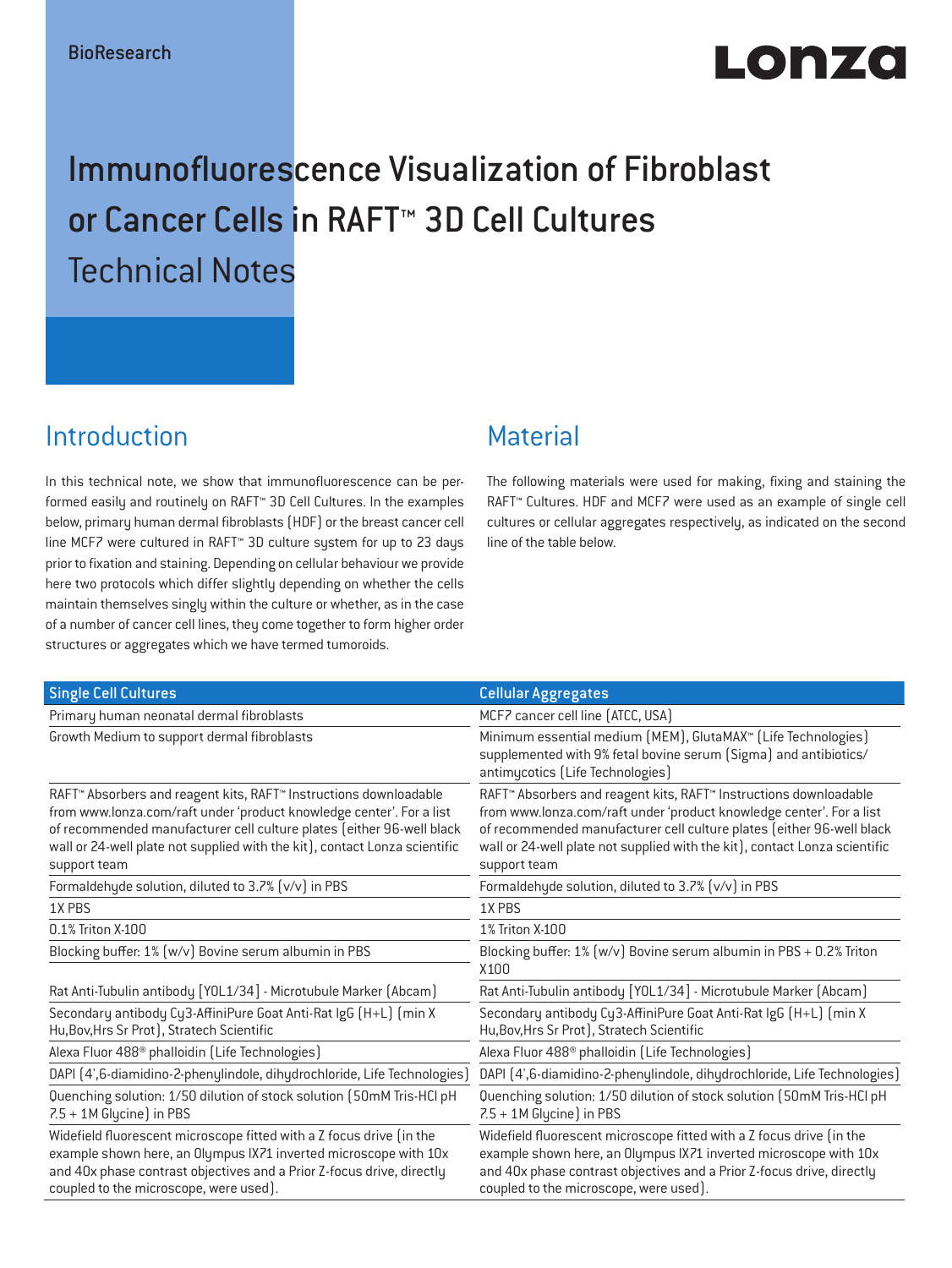BioResearch

Lonza

# Immunofluorescence Visualization of Fibroblast or Cancer Cells in RAFT™ 3D Cell Cultures

## Technical Notes

## Introduction

In this technical note, we show that immunofluorescence can be performed easily and routinely on RAFT™ 3D Cell Cultures. In the examples below, primary human dermal fibroblasts (HDF) or the breast cancer cell line MCF7 were cultured in RAFT™ 3D culture system for up to 23 days prior to fixation and staining. Depending on cellular behaviour we provide here two protocols which differ slightly depending on whether the cells maintain themselves singly within the culture or whether, as in the case of a number of cancer cell lines, they come together to form higher order structures or aggregates which we have termed tumoroids.

## Material

The following materials were used for making, fixing and staining the RAFT™ Cultures. HDF and MCF7 were used as an example of single cell cultures or cellular aggregates respectively, as indicated on the second line of the table below.

| Single Cell Cultures | Cellular Aggregates |
|---|---|
| Primary human neonatal dermal fibroblasts | MCF7 cancer cell line (ATCC, USA) |
| Growth Medium to support dermal fibroblasts | Minimum essential medium (MEM), GlutaMAX™ (Life Technologies) supplemented with 9% fetal bovine serum (Sigma) and antibiotics/antimycotics (Life Technologies) |
| RAFT™ Absorbers and reagent kits, RAFT™ Instructions downloadable from www.lonza.com/raft under 'product knowledge center'. For a list of recommended manufacturer cell culture plates (either 96-well black wall or 24-well plate not supplied with the kit), contact Lonza scientific support team | RAFT™ Absorbers and reagent kits, RAFT™ Instructions downloadable from www.lonza.com/raft under 'product knowledge center'. For a list of recommended manufacturer cell culture plates (either 96-well black wall or 24-well plate not supplied with the kit), contact Lonza scientific support team |
| Formaldehyde solution, diluted to 3.7% (v/v) in PBS | Formaldehyde solution, diluted to 3.7% (v/v) in PBS |
| 1X PBS | 1X PBS |
| 0.1% Triton X-100 | 1% Triton X-100 |
| Blocking buffer: 1% (w/v) Bovine serum albumin in PBS | Blocking buffer: 1% (w/v) Bovine serum albumin in PBS + 0.2% Triton X100 |
| Rat Anti-Tubulin antibody [YOL1/34] - Microtubule Marker (Abcam) | Rat Anti-Tubulin antibody [YOL1/34] - Microtubule Marker (Abcam) |
| Secondary antibody Cy3-AffiniPure Goat Anti-Rat IgG (H+L) (min X Hu,Bov,Hrs Sr Prot), Stratech Scientific | Secondary antibody Cy3-AffiniPure Goat Anti-Rat IgG (H+L) (min X Hu,Bov,Hrs Sr Prot), Stratech Scientific |
| Alexa Fluor 488® phalloidin (Life Technologies) | Alexa Fluor 488® phalloidin (Life Technologies) |
| DAPI (4',6-diamidino-2-phenylindole, dihydrochloride, Life Technologies) | DAPI (4',6-diamidino-2-phenylindole, dihydrochloride, Life Technologies) |
| Quenching solution: 1/50 dilution of stock solution (50mM Tris-HCl pH 7.5 + 1M Glycine) in PBS | Quenching solution: 1/50 dilution of stock solution (50mM Tris-HCl pH 7.5 + 1M Glycine) in PBS |
| Widefield fluorescent microscope fitted with a Z focus drive (in the example shown here, an Olympus IX71 inverted microscope with 10x and 40x phase contrast objectives and a Prior Z-focus drive, directly coupled to the microscope, were used). | Widefield fluorescent microscope fitted with a Z focus drive (in the example shown here, an Olympus IX71 inverted microscope with 10x and 40x phase contrast objectives and a Prior Z-focus drive, directly coupled to the microscope, were used). |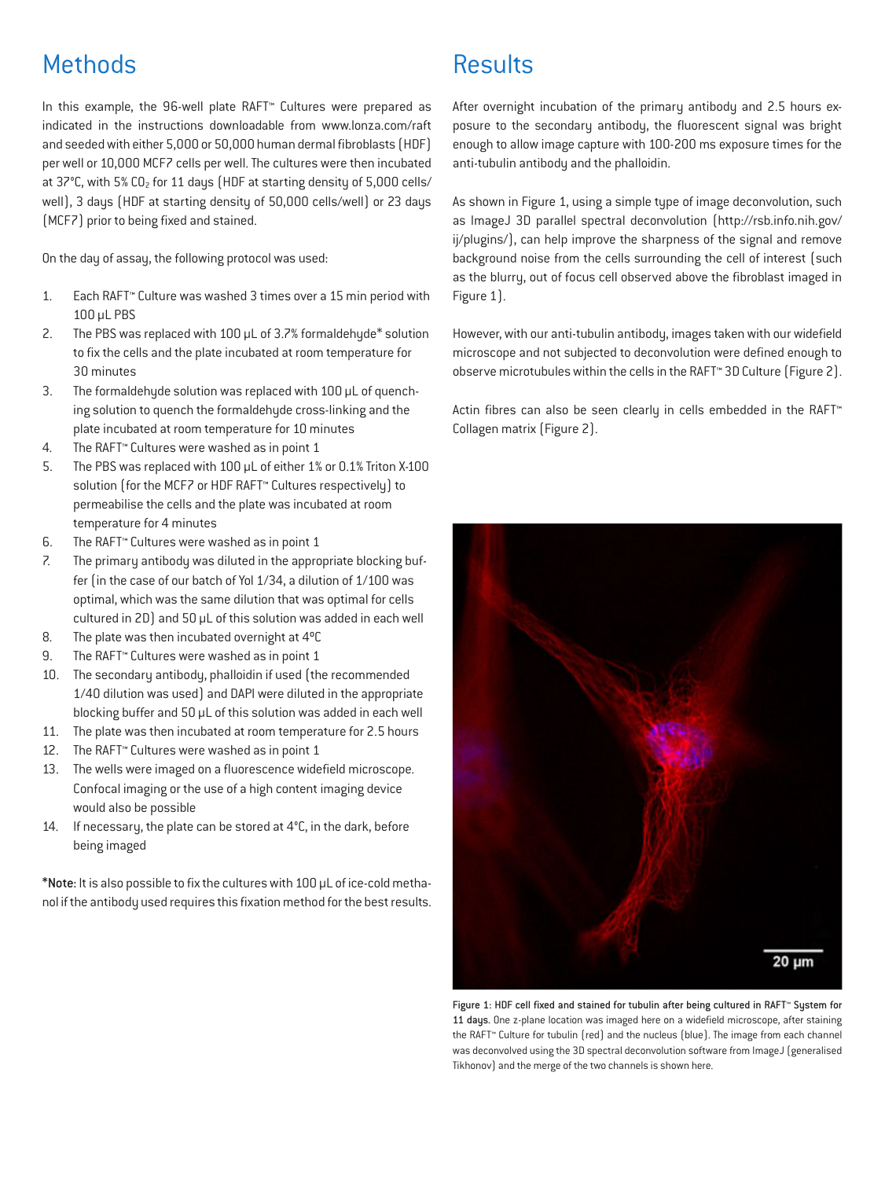## Methods

In this example, the 96-well plate RAFT™ Cultures were prepared as indicated in the instructions downloadable from www.lonza.com/raft and seeded with either 5,000 or 50,000 human dermal fibroblasts (HDF) per well or 10,000 MCF7 cells per well. The cultures were then incubated at 37°C, with 5% $CO_2$ for 11 days (HDF at starting density of 5,000 cells/well), 3 days (HDF at starting density of 50,000 cells/well) or 23 days (MCF7) prior to being fixed and stained.

On the day of assay, the following protocol was used:

1. Each RAFT™ Culture was washed 3 times over a 15 min period with 100 µL PBS
2. The PBS was replaced with 100 µL of 3.7% formaldehyde* solution to fix the cells and the plate incubated at room temperature for 30 minutes
3. The formaldehyde solution was replaced with 100 µL of quenching solution to quench the formaldehyde cross-linking and the plate incubated at room temperature for 10 minutes
4. The RAFT™ Cultures were washed as in point 1
5. The PBS was replaced with 100 µL of either 1% or 0.1% Triton X-100 solution (for the MCF7 or HDF RAFT™ Cultures respectively) to permeabilise the cells and the plate was incubated at room temperature for 4 minutes
6. The RAFT™ Cultures were washed as in point 1
7. The primary antibody was diluted in the appropriate blocking buffer (in the case of our batch of Yol 1/34, a dilution of 1/100 was optimal, which was the same dilution that was optimal for cells cultured in 2D) and 50 µL of this solution was added in each well
8. The plate was then incubated overnight at 4ºC
9. The RAFT™ Cultures were washed as in point 1
10. The secondary antibody, phalloidin if used (the recommended 1/40 dilution was used) and DAPI were diluted in the appropriate blocking buffer and 50 µL of this solution was added in each well
11. The plate was then incubated at room temperature for 2.5 hours
12. The RAFT™ Cultures were washed as in point 1
13. The wells were imaged on a fluorescence widefield microscope. Confocal imaging or the use of a high content imaging device would also be possible
14. If necessary, the plate can be stored at 4°C, in the dark, before being imaged

***Note**: It is also possible to fix the cultures with 100 µL of ice-cold methanol if the antibody used requires this fixation method for the best results.

## Results

After overnight incubation of the primary antibody and 2.5 hours exposure to the secondary antibody, the fluorescent signal was bright enough to allow image capture with 100-200 ms exposure times for the anti-tubulin antibody and the phalloidin.

As shown in Figure 1, using a simple type of image deconvolution, such as ImageJ 3D parallel spectral deconvolution (http://rsb.info.nih.gov/ij/plugins/), can help improve the sharpness of the signal and remove background noise from the cells surrounding the cell of interest (such as the blurry, out of focus cell observed above the fibroblast imaged in Figure 1).

However, with our anti-tubulin antibody, images taken with our widefield microscope and not subjected to deconvolution were defined enough to observe microtubules within the cells in the RAFT™ 3D Culture (Figure 2).

Actin fibres can also be seen clearly in cells embedded in the RAFT™ Collagen matrix (Figure 2).

**Figure 1: HDF cell fixed and stained for tubulin after being cultured in RAFT™ System for 11 days.** One z-plane location was imaged here on a widefield microscope, after staining the RAFT™ Culture for tubulin (red) and the nucleus (blue). The image from each channel was deconvolved using the 3D spectral deconvolution software from ImageJ (generalised Tikhonov) and the merge of the two channels is shown here.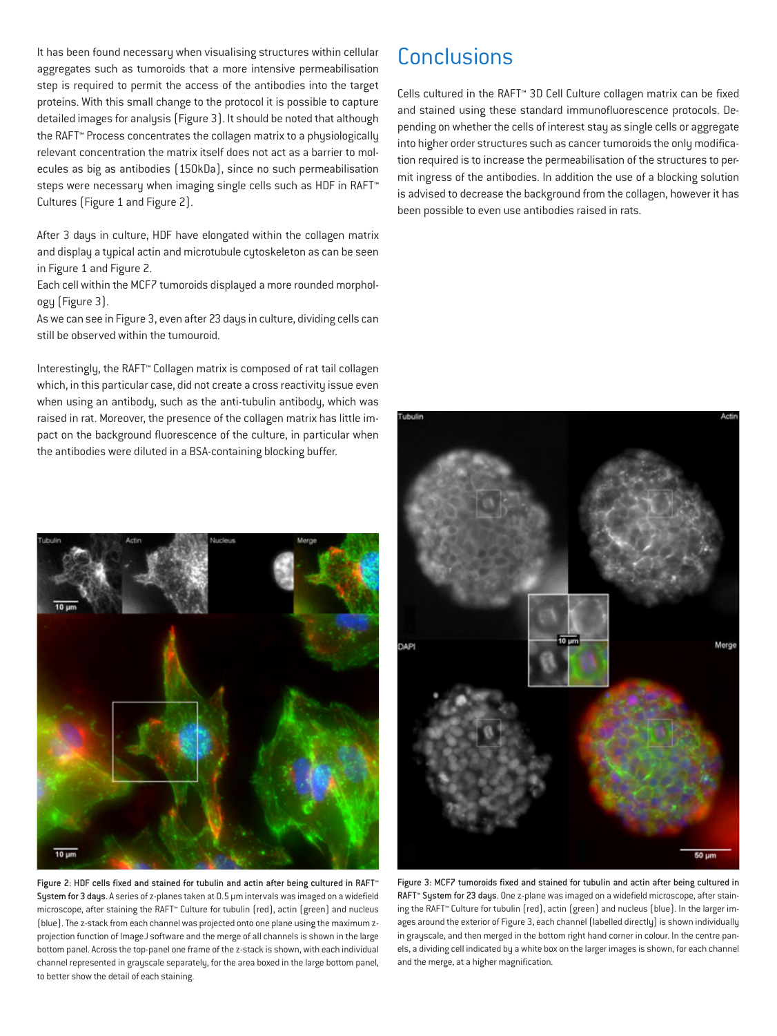It has been found necessary when visualising structures within cellular aggregates such as tumoroids that a more intensive permeabilisation step is required to permit the access of the antibodies into the target proteins. With this small change to the protocol it is possible to capture detailed images for analysis (Figure 3). It should be noted that although the RAFT™ Process concentrates the collagen matrix to a physiologically relevant concentration the matrix itself does not act as a barrier to molecules as big as antibodies (150kDa), since no such permeabilisation steps were necessary when imaging single cells such as HDF in RAFT™ Cultures (Figure 1 and Figure 2).

After 3 days in culture, HDF have elongated within the collagen matrix and display a typical actin and microtubule cytoskeleton as can be seen in Figure 1 and Figure 2.
Each cell within the MCF7 tumoroids displayed a more rounded morphology (Figure 3).
As we can see in Figure 3, even after 23 days in culture, dividing cells can still be observed within the tumouroid.

Interestingly, the RAFT™ Collagen matrix is composed of rat tail collagen which, in this particular case, did not create a cross reactivity issue even when using an antibody, such as the anti-tubulin antibody, which was raised in rat. Moreover, the presence of the collagen matrix has little impact on the background fluorescence of the culture, in particular when the antibodies were diluted in a BSA-containing blocking buffer.

**Figure 2: HDF cells fixed and stained for tubulin and actin after being cultured in RAFT™ System for 3 days.** A series of z-planes taken at 0.5 µm intervals was imaged on a widefield microscope, after staining the RAFT™ Culture for tubulin (red), actin (green) and nucleus (blue). The z-stack from each channel was projected onto one plane using the maximum z-projection function of ImageJ software and the merge of all channels is shown in the large bottom panel. Across the top-panel one frame of the z-stack is shown, with each individual channel represented in grayscale separately, for the area boxed in the large bottom panel, to better show the detail of each staining.

## Conclusions

Cells cultured in the RAFT™ 3D Cell Culture collagen matrix can be fixed and stained using these standard immunofluorescence protocols. Depending on whether the cells of interest stay as single cells or aggregate into higher order structures such as cancer tumoroids the only modification required is to increase the permeabilisation of the structures to permit ingress of the antibodies. In addition the use of a blocking solution is advised to decrease the background from the collagen, however it has been possible to even use antibodies raised in rats.

**Figure 3: MCF7 tumoroids fixed and stained for tubulin and actin after being cultured in RAFT™ System for 23 days.** One z-plane was imaged on a widefield microscope, after staining the RAFT™ Culture for tubulin (red), actin (green) and nucleus (blue). In the larger images around the exterior of Figure 3, each channel (labelled directly) is shown individually in grayscale, and then merged in the bottom right hand corner in colour. In the centre panels, a dividing cell indicated by a white box on the larger images is shown, for each channel and the merge, at a higher magnification.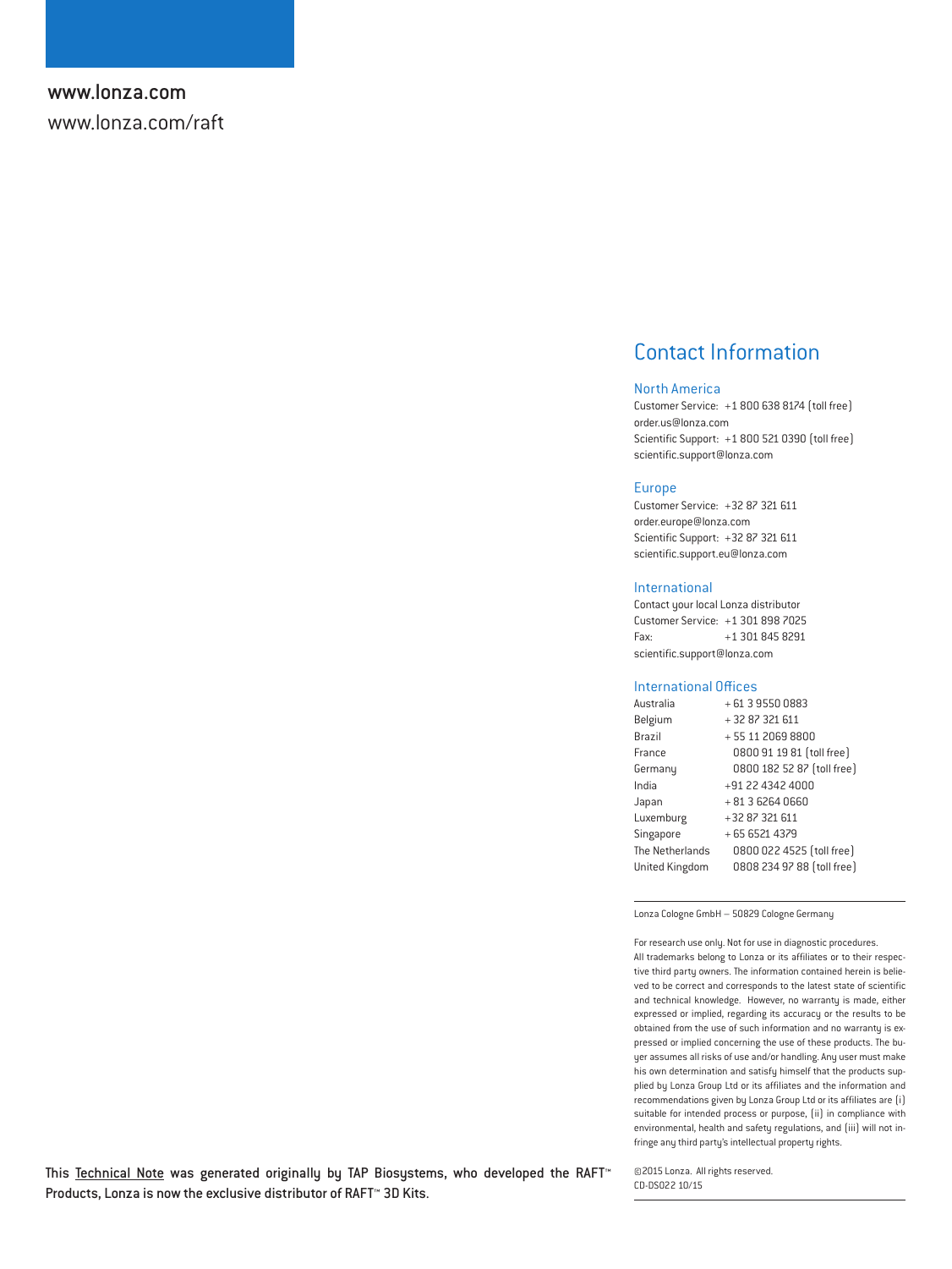**www.lonza.com**

www.lonza.com/raft

## Contact Information

### North America

Customer Service: +1 800 638 8174 (toll free)
order.us@lonza.com
Scientific Support: +1 800 521 0390 (toll free)
scientific.support@lonza.com

### Europe

Customer Service: +32 87 321 611
order.europe@lonza.com
Scientific Support: +32 87 321 611
scientific.support.eu@lonza.com

### International

Contact your local Lonza distributor
Customer Service: +1 301 898 7025
Fax: +1 301 845 8291
scientific.support@lonza.com

### International Offices

| | |
|---|---|
| Australia | + 61 3 9550 0883 |
| Belgium | + 32 87 321 611 |
| Brazil | + 55 11 2069 8800 |
| France | 0800 91 19 81 (toll free) |
| Germany | 0800 182 52 87 (toll free) |
| India | +91 22 4342 4000 |
| Japan | + 81 3 6264 0660 |
| Luxemburg | +32 87 321 611 |
| Singapore | + 65 6521 4379 |
| The Netherlands | 0800 022 4525 (toll free) |
| United Kingdom | 0808 234 97 88 (toll free) |

Lonza Cologne GmbH – 50829 Cologne Germany

For research use only. Not for use in diagnostic procedures.
All trademarks belong to Lonza or its affiliates or to their respective third party owners. The information contained herein is believed to be correct and corresponds to the latest state of scientific and technical knowledge. However, no warranty is made, either expressed or implied, regarding its accuracy or the results to be obtained from the use of such information and no warranty is expressed or implied concerning the use of these products. The buyer assumes all risks of use and/or handling. Any user must make his own determination and satisfy himself that the products supplied by Lonza Group Ltd or its affiliates and the information and recommendations given by Lonza Group Ltd or its affiliates are (i) suitable for intended process or purpose, (ii) in compliance with environmental, health and safety regulations, and (iii) will not infringe any third party's intellectual property rights.

This Technical Note was generated originally by TAP Biosystems, who developed the RAFT™ Products, Lonza is now the exclusive distributor of RAFT™ 3D Kits.

©2015 Lonza. All rights reserved.
CD-DS022 10/15